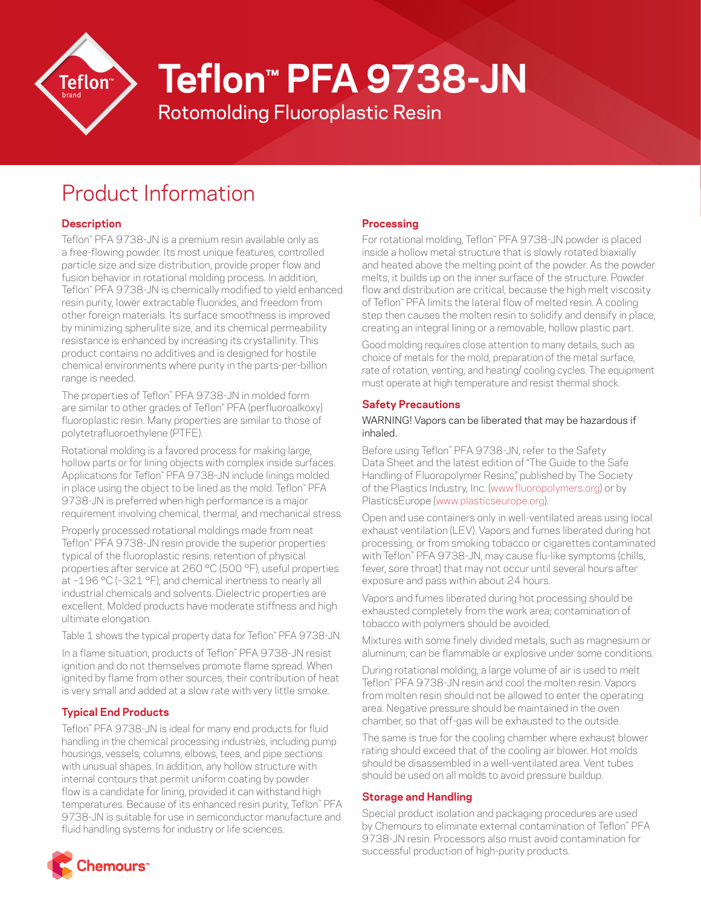// Teflon™ PFA 9738-JN

Rotomolding Fluoroplastic Resin

## Product Information

### Description

Teflon™ PFA 9738-JN is a premium resin available only as a free-flowing powder. Its most unique features, controlled particle size and size distribution, provide proper flow and fusion behavior in rotational molding process. In addition, Teflon™ PFA 9738-JN is chemically modified to yield enhanced resin purity, lower extractable fluorides, and freedom from other foreign materials. Its surface smoothness is improved by minimizing spherulite size, and its chemical permeability resistance is enhanced by increasing its crystallinity. This product contains no additives and is designed for hostile chemical environments where purity in the parts-per-billion range is needed.

The properties of Teflon™ PFA 9738-JN in molded form are similar to other grades of Teflon™ PFA (perfluoroalkoxy) fluoroplastic resin. Many properties are similar to those of polytetrafluoroethylene (PTFE).

Rotational molding is a favored process for making large, hollow parts or for lining objects with complex inside surfaces. Applications for Teflon™ PFA 9738-JN include linings molded in place using the object to be lined as the mold. Teflon™ PFA 9738-JN is preferred when high performance is a major requirement involving chemical, thermal, and mechanical stress.

Properly processed rotational moldings made from neat Teflon™ PFA 9738-JN resin provide the superior properties typical of the fluoroplastic resins: retention of physical properties after service at 260 °C (500 °F), useful properties at –196 °C (–321 °F), and chemical inertness to nearly all industrial chemicals and solvents. Dielectric properties are excellent. Molded products have moderate stiffness and high ultimate elongation.

Table 1 shows the typical property data for Teflon™ PFA 9738-JN.

In a flame situation, products of Teflon™ PFA 9738-JN resist ignition and do not themselves promote flame spread. When ignited by flame from other sources, their contribution of heat is very small and added at a slow rate with very little smoke.

### Typical End Products

Teflon™ PFA 9738-JN is ideal for many end products for fluid handling in the chemical processing industries, including pump housings, vessels, columns, elbows, tees, and pipe sections with unusual shapes. In addition, any hollow structure with internal contours that permit uniform coating by powder flow is a candidate for lining, provided it can withstand high temperatures. Because of its enhanced resin purity, Teflon™ PFA 9738-JN is suitable for use in semiconductor manufacture and fluid handling systems for industry or life sciences.

### Processing

For rotational molding, Teflon™ PFA 9738-JN powder is placed inside a hollow metal structure that is slowly rotated biaxially and heated above the melting point of the powder. As the powder melts, it builds up on the inner surface of the structure. Powder flow and distribution are critical, because the high melt viscosity of Teflon™ PFA limits the lateral flow of melted resin. A cooling step then causes the molten resin to solidify and densify in place, creating an integral lining or a removable, hollow plastic part.

Good molding requires close attention to many details, such as choice of metals for the mold, preparation of the metal surface, rate of rotation, venting, and heating/ cooling cycles. The equipment must operate at high temperature and resist thermal shock.

### Safety Precautions

WARNING! Vapors can be liberated that may be hazardous if inhaled.

Before using Teflon™ PFA 9738-JN, refer to the Safety Data Sheet and the latest edition of "The Guide to the Safe Handling of Fluoropolymer Resins," published by The Society of the Plastics Industry, Inc. (www.fluoropolymers.org) or by PlasticsEurope (www.plasticseurope.org).

Open and use containers only in well-ventilated areas using local exhaust ventilation (LEV). Vapors and fumes liberated during hot processing, or from smoking tobacco or cigarettes contaminated with Teflon™ PFA 9738-JN, may cause flu-like symptoms (chills, fever, sore throat) that may not occur until several hours after exposure and pass within about 24 hours.

Vapors and fumes liberated during hot processing should be exhausted completely from the work area; contamination of tobacco with polymers should be avoided.

Mixtures with some finely divided metals, such as magnesium or aluminum, can be flammable or explosive under some conditions.

During rotational molding, a large volume of air is used to melt Teflon™ PFA 9738-JN resin and cool the molten resin. Vapors from molten resin should not be allowed to enter the operating area. Negative pressure should be maintained in the oven chamber, so that off-gas will be exhausted to the outside.

The same is true for the cooling chamber where exhaust blower rating should exceed that of the cooling air blower. Hot molds should be disassembled in a well-ventilated area. Vent tubes should be used on all molds to avoid pressure buildup.

### Storage and Handling

Special product isolation and packaging procedures are used by Chemours to eliminate external contamination of Teflon™ PFA 9738-JN resin. Processors also must avoid contamination for successful production of high-purity products.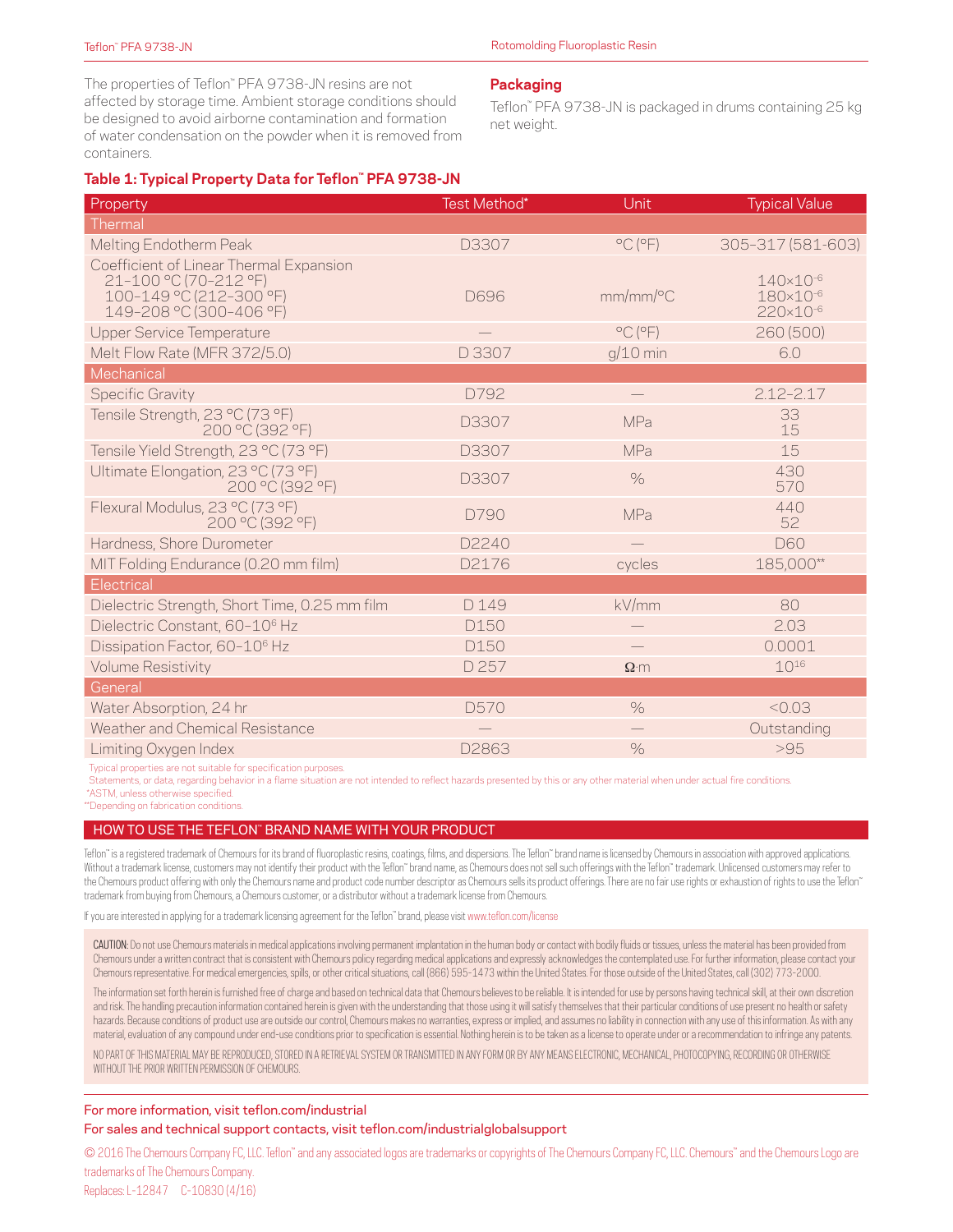The properties of Teflon™ PFA 9738-JN resins are not affected by storage time. Ambient storage conditions should be designed to avoid airborne contamination and formation of water condensation on the powder when it is removed from containers.

## Packaging

Teflon™ PFA 9738-JN is packaged in drums containing 25 kg net weight.

### Table 1: Typical Property Data for Teflon™ PFA 9738-JN

| Property | Test Method* | Unit | Typical Value |
|---|---|---|---|
| **Thermal** | | | |
| Melting Endotherm Peak | D3307 | °C (°F) | 305–317 (581–603) |
| Coefficient of Linear Thermal Expansion<br>21–100 °C (70–212 °F)<br>100–149 °C (212–300 °F)<br>149–208 °C (300–406 °F) | D696 | mm/mm/°C | <br>$140\times10^{-6}$<br>$180\times10^{-6}$<br>$220\times10^{-6}$ |
| Upper Service Temperature | — | °C (°F) | 260 (500) |
| Melt Flow Rate (MFR 372/5.0) | D 3307 | g/10 min | 6.0 |
| **Mechanical** | | | |
| Specific Gravity | D792 | — | 2.12–2.17 |
| Tensile Strength, 23 °C (73 °F)<br>200 °C (392 °F) | D3307 | MPa | 33<br>15 |
| Tensile Yield Strength, 23 °C (73 °F) | D3307 | MPa | 15 |
| Ultimate Elongation, 23 °C (73 °F)<br>200 °C (392 °F) | D3307 | % | 430<br>570 |
| Flexural Modulus, 23 °C (73 °F)<br>200 °C (392 °F) | D790 | MPa | 440<br>52 |
| Hardness, Shore Durometer | D2240 | — | D60 |
| MIT Folding Endurance (0.20 mm film) | D2176 | cycles | 185,000** |
| **Electrical** | | | |
| Dielectric Strength, Short Time, 0.25 mm film | D 149 | kV/mm | 80 |
| Dielectric Constant, 60–$10^6$ Hz | D150 | — | 2.03 |
| Dissipation Factor, 60–$10^6$ Hz | D150 | — | 0.0001 |
| Volume Resistivity | D 257 | Ω·m | $10^{16}$ |
| **General** | | | |
| Water Absorption, 24 hr | D570 | % | <0.03 |
| Weather and Chemical Resistance | — | — | Outstanding |
| Limiting Oxygen Index | D2863 | % | >95 |

Typical properties are not suitable for specification purposes.
Statements, or data, regarding behavior in a flame situation are not intended to reflect hazards presented by this or any other material when under actual fire conditions.
*ASTM, unless otherwise specified.
**Depending on fabrication conditions.

## HOW TO USE THE TEFLON™ BRAND NAME WITH YOUR PRODUCT

Teflon™ is a registered trademark of Chemours for its brand of fluoroplastic resins, coatings, films, and dispersions. The Teflon™ brand name is licensed by Chemours in association with approved applications. Without a trademark license, customers may not identify their product with the Teflon™ brand name, as Chemours does not sell such offerings with the Teflon™ trademark. Unlicensed customers may refer to the Chemours product offering with only the Chemours name and product code number descriptor as Chemours sells its product offerings. There are no fair use rights or exhaustion of rights to use the Teflon™ trademark from buying from Chemours, a Chemours customer, or a distributor without a trademark license from Chemours.

If you are interested in applying for a trademark licensing agreement for the Teflon™ brand, please visit www.teflon.com/license

CAUTION: Do not use Chemours materials in medical applications involving permanent implantation in the human body or contact with bodily fluids or tissues, unless the material has been provided from Chemours under a written contract that is consistent with Chemours policy regarding medical applications and expressly acknowledges the contemplated use. For further information, please contact your Chemours representative. For medical emergencies, spills, or other critical situations, call (866) 595-1473 within the United States. For those outside of the United States, call (302) 773-2000.

The information set forth herein is furnished free of charge and based on technical data that Chemours believes to be reliable. It is intended for use by persons having technical skill, at their own discretion and risk. The handling precaution information contained herein is given with the understanding that those using it will satisfy themselves that their particular conditions of use present no health or safety hazards. Because conditions of product use are outside our control, Chemours makes no warranties, express or implied, and assumes no liability in connection with any use of this information. As with any material, evaluation of any compound under end-use conditions prior to specification is essential. Nothing herein is to be taken as a license to operate under or a recommendation to infringe any patents.

NO PART OF THIS MATERIAL MAY BE REPRODUCED, STORED IN A RETRIEVAL SYSTEM OR TRANSMITTED IN ANY FORM OR BY ANY MEANS ELECTRONIC, MECHANICAL, PHOTOCOPYING, RECORDING OR OTHERWISE WITHOUT THE PRIOR WRITTEN PERMISSION OF CHEMOURS.

For more information, visit teflon.com/industrial
For sales and technical support contacts, visit teflon.com/industrialglobalsupport

© 2016 The Chemours Company FC, LLC. Teflon™ and any associated logos are trademarks or copyrights of The Chemours Company FC, LLC. Chemours™ and the Chemours Logo are trademarks of The Chemours Company.
Replaces: L-12847 C-10830 (4/16)